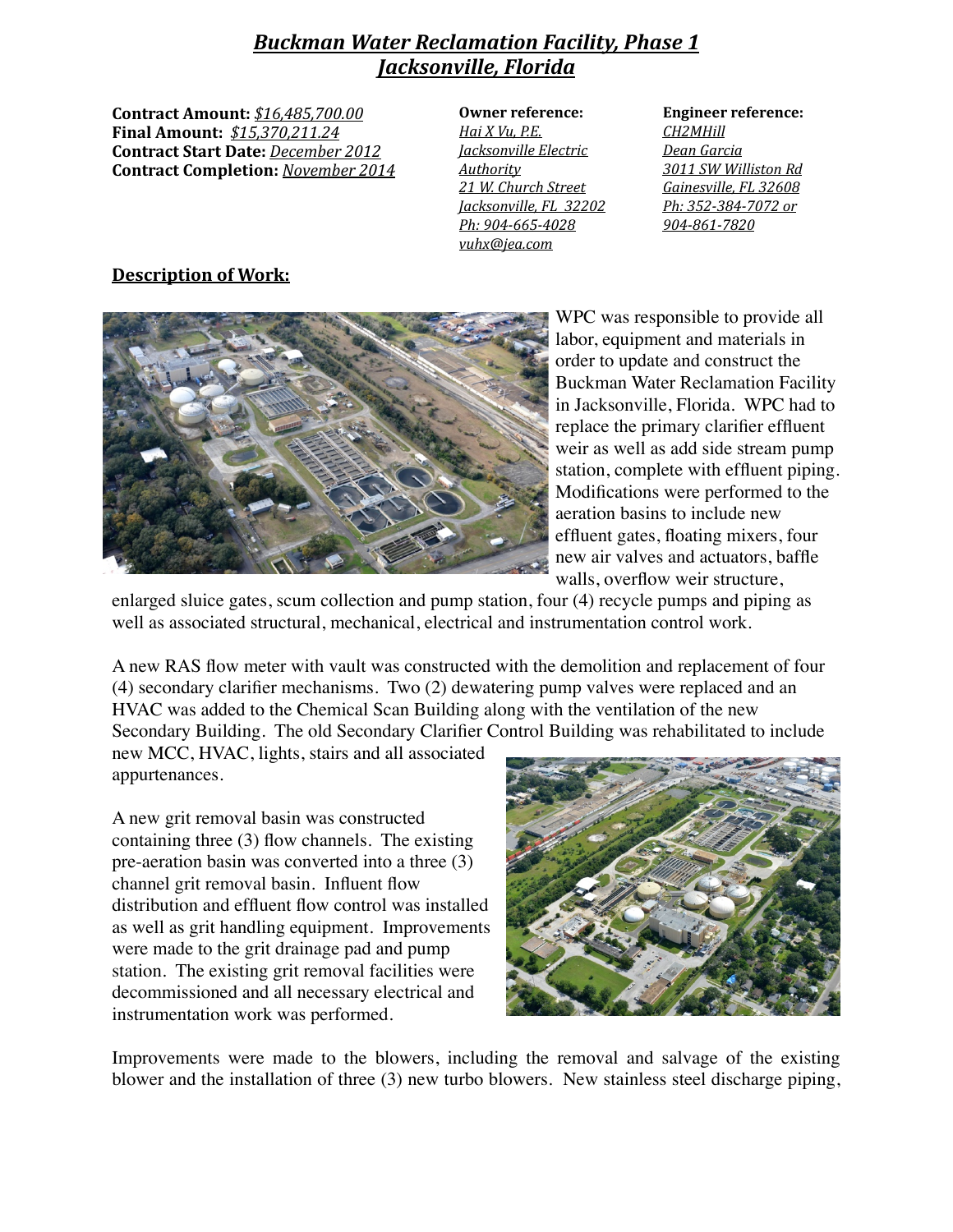# *Buckman Water Reclamation Facility, Phase 1*
# *Jacksonville, Florida*

**Contract Amount:** *$16,485,700.00*
**Final Amount:** *$15,370,211.24*
**Contract Start Date:** *December 2012*
**Contract Completion:** *November 2014*

**Owner reference:**
*Hai X Vu, P.E.*
*Jacksonville Electric Authority*
*21 W. Church Street*
*Jacksonville, FL 32202*
*Ph: 904-665-4028*
*vuhx@jea.com*

**Engineer reference:**
*CH2MHill*
*Dean Garcia*
*3011 SW Williston Rd*
*Gainesville, FL 32608*
*Ph: 352-384-7072 or 904-861-7820*

## Description of Work:

WPC was responsible to provide all labor, equipment and materials in order to update and construct the Buckman Water Reclamation Facility in Jacksonville, Florida. WPC had to replace the primary clarifier effluent weir as well as add side stream pump station, complete with effluent piping. Modifications were performed to the aeration basins to include new effluent gates, floating mixers, four new air valves and actuators, baffle walls, overflow weir structure, enlarged sluice gates, scum collection and pump station, four (4) recycle pumps and piping as well as associated structural, mechanical, electrical and instrumentation control work.

A new RAS flow meter with vault was constructed with the demolition and replacement of four (4) secondary clarifier mechanisms. Two (2) dewatering pump valves were replaced and an HVAC was added to the Chemical Scan Building along with the ventilation of the new Secondary Building. The old Secondary Clarifier Control Building was rehabilitated to include new MCC, HVAC, lights, stairs and all associated appurtenances.

A new grit removal basin was constructed containing three (3) flow channels. The existing pre-aeration basin was converted into a three (3) channel grit removal basin. Influent flow distribution and effluent flow control was installed as well as grit handling equipment. Improvements were made to the grit drainage pad and pump station. The existing grit removal facilities were decommissioned and all necessary electrical and instrumentation work was performed.

Improvements were made to the blowers, including the removal and salvage of the existing blower and the installation of three (3) new turbo blowers. New stainless steel discharge piping,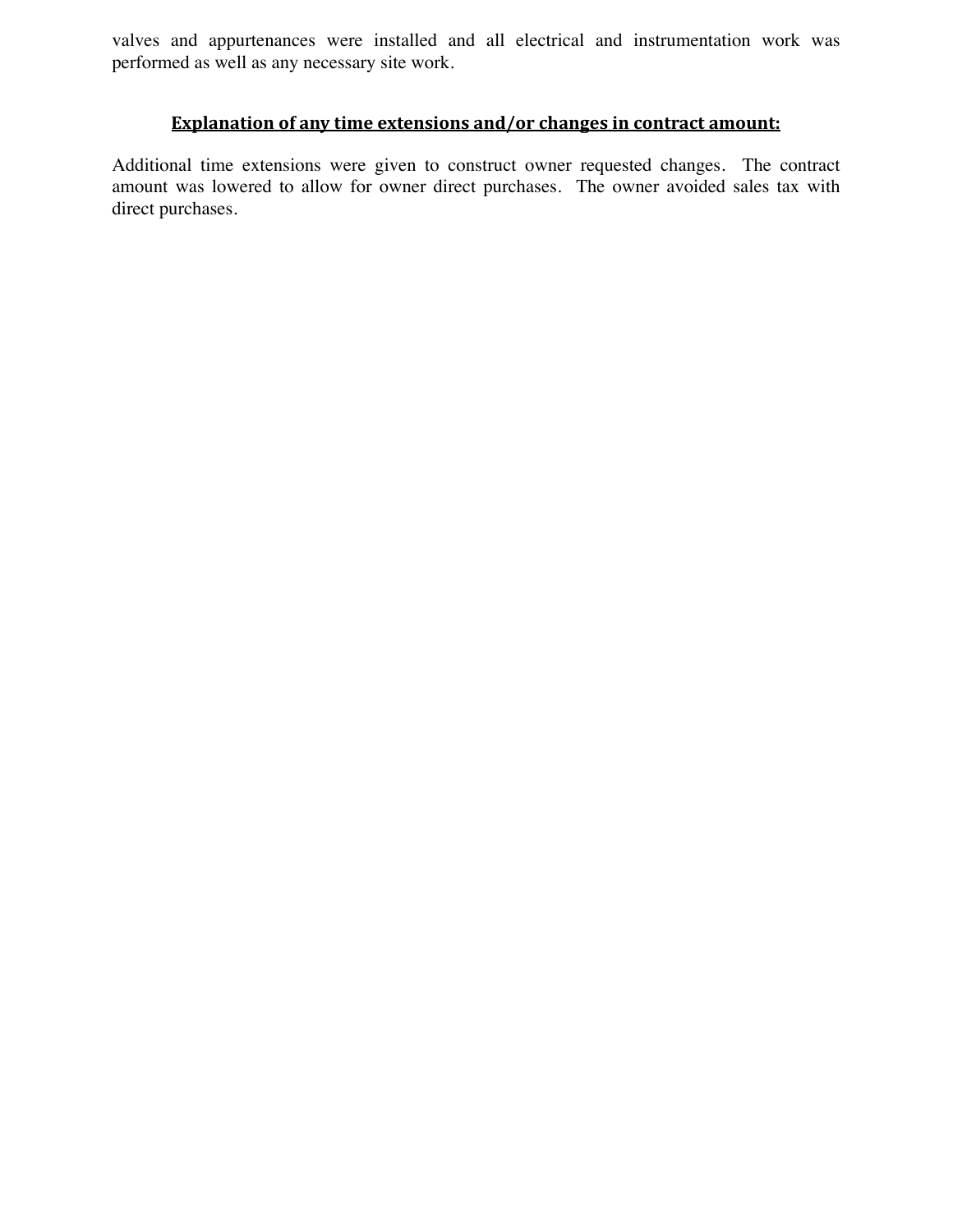valves and appurtenances were installed and all electrical and instrumentation work was performed as well as any necessary site work.

## **Explanation of any time extensions and/or changes in contract amount:**

Additional time extensions were given to construct owner requested changes. The contract amount was lowered to allow for owner direct purchases. The owner avoided sales tax with direct purchases.